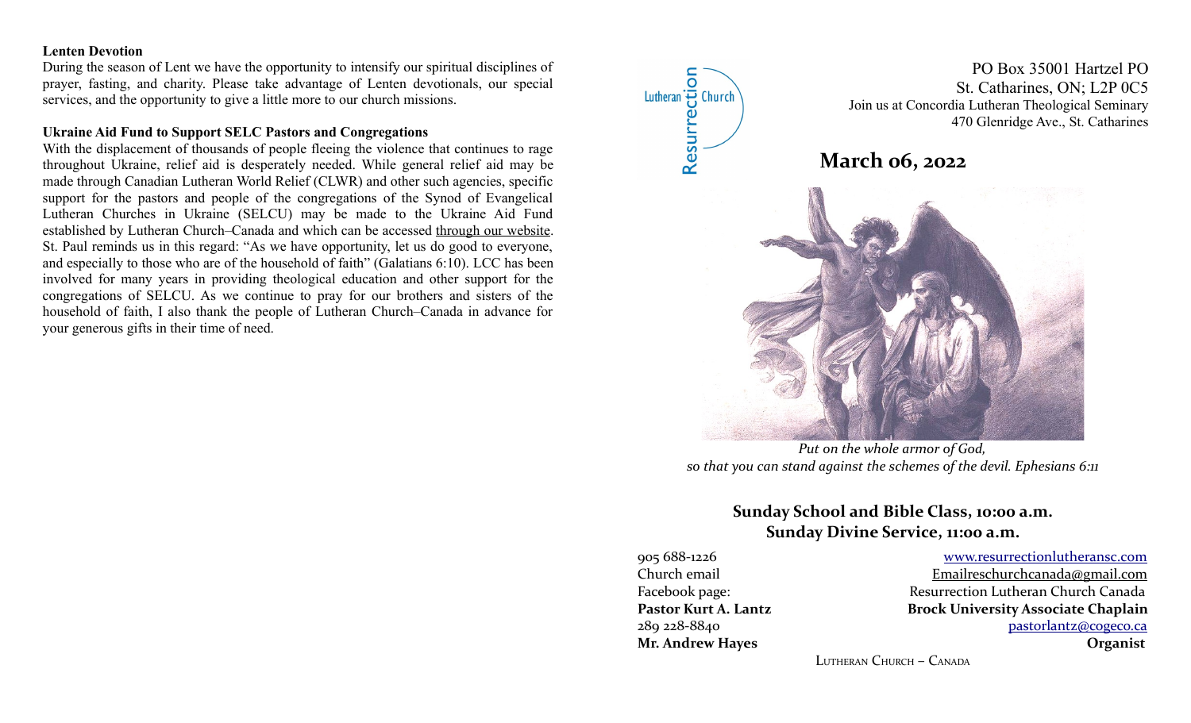**Lenten Devotion**

During the season of Lent we have the opportunity to intensify our spiritual disciplines of prayer, fasting, and charity. Please take advantage of Lenten devotionals, our special services, and the opportunity to give a little more to our church missions.

**Ukraine Aid Fund to Support SELC Pastors and Congregations**

With the displacement of thousands of people fleeing the violence that continues to rage throughout Ukraine, relief aid is desperately needed. While general relief aid may be made through Canadian Lutheran World Relief (CLWR) and other such agencies, specific support for the pastors and people of the congregations of the Synod of Evangelical Lutheran Churches in Ukraine (SELCU) may be made to the Ukraine Aid Fund established by Lutheran Church–Canada and which can be accessed through our website. St. Paul reminds us in this regard: "As we have opportunity, let us do good to everyone, and especially to those who are of the household of faith" (Galatians 6:10). LCC has been involved for many years in providing theological education and other support for the congregations of SELCU. As we continue to pray for our brothers and sisters of the household of faith, I also thank the people of Lutheran Church–Canada in advance for your generous gifts in their time of need.

Resurrection Lutheran Church

PO Box 35001 Hartzel PO
St. Catharines, ON; L2P 0C5
Join us at Concordia Lutheran Theological Seminary
470 Glenridge Ave., St. Catharines

# March 06, 2022

*Put on the whole armor of God,*
*so that you can stand against the schemes of the devil. Ephesians 6:11*

## Sunday School and Bible Class, 10:00 a.m.
## Sunday Divine Service, 11:00 a.m.

905 688-1226 — www.resurrectionlutheransc.com
Church email — Emailreschurchcanada@gmail.com
Facebook page: — Resurrection Lutheran Church Canada
**Pastor Kurt A. Lantz** — **Brock University Associate Chaplain**
289 228-8840 — pastorlantz@cogeco.ca
**Mr. Andrew Hayes** — **Organist**

Lutheran Church – Canada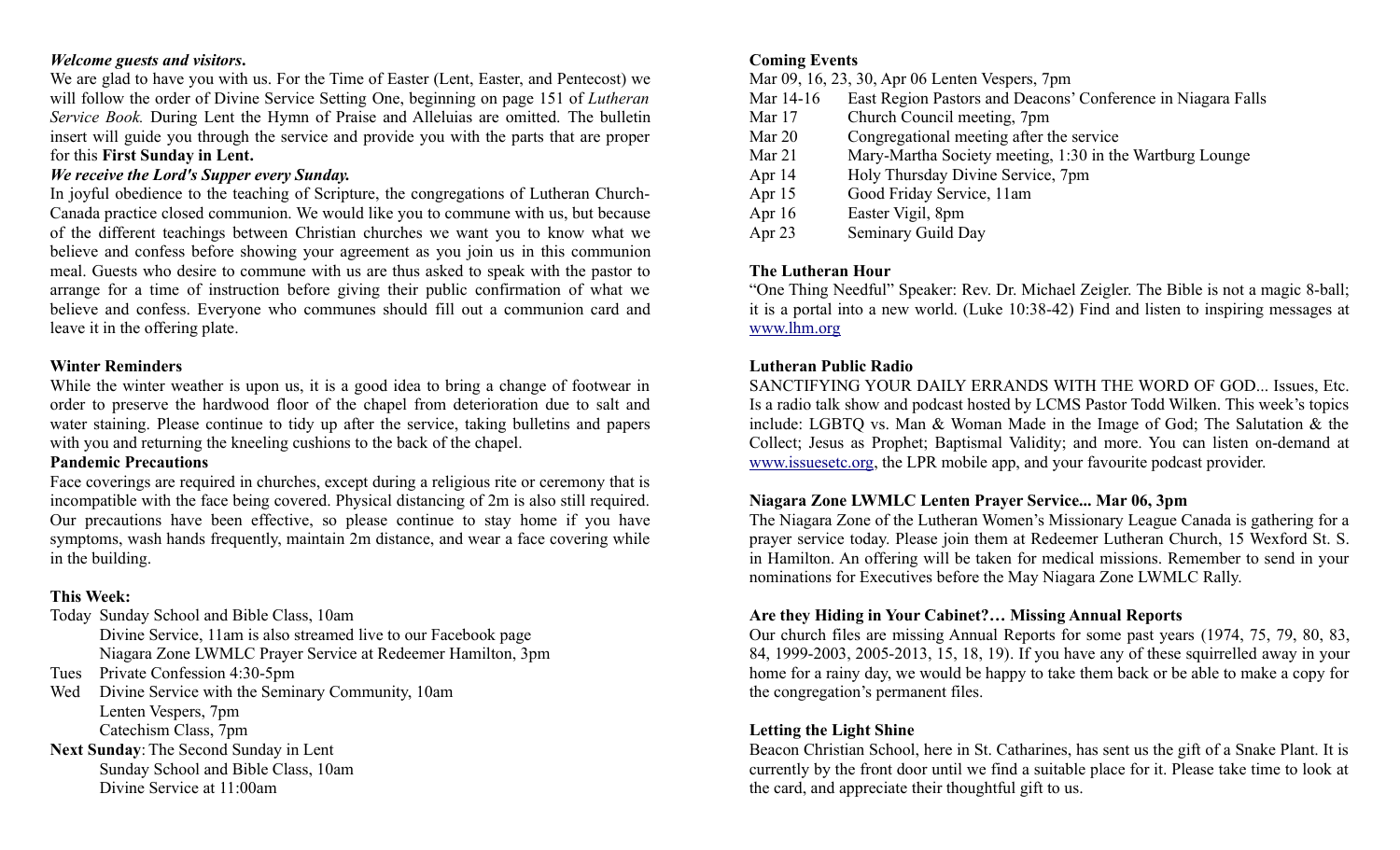***Welcome guests and visitors*.**

We are glad to have you with us. For the Time of Easter (Lent, Easter, and Pentecost) we will follow the order of Divine Service Setting One, beginning on page 151 of *Lutheran Service Book.* During Lent the Hymn of Praise and Alleluias are omitted. The bulletin insert will guide you through the service and provide you with the parts that are proper for this **First Sunday in Lent.**

***We receive the Lord's Supper every Sunday.***

In joyful obedience to the teaching of Scripture, the congregations of Lutheran Church-Canada practice closed communion. We would like you to commune with us, but because of the different teachings between Christian churches we want you to know what we believe and confess before showing your agreement as you join us in this communion meal. Guests who desire to commune with us are thus asked to speak with the pastor to arrange for a time of instruction before giving their public confirmation of what we believe and confess. Everyone who communes should fill out a communion card and leave it in the offering plate.

**Winter Reminders**

While the winter weather is upon us, it is a good idea to bring a change of footwear in order to preserve the hardwood floor of the chapel from deterioration due to salt and water staining. Please continue to tidy up after the service, taking bulletins and papers with you and returning the kneeling cushions to the back of the chapel.

**Pandemic Precautions**

Face coverings are required in churches, except during a religious rite or ceremony that is incompatible with the face being covered. Physical distancing of 2m is also still required. Our precautions have been effective, so please continue to stay home if you have symptoms, wash hands frequently, maintain 2m distance, and wear a face covering while in the building.

**This Week:**

Today Sunday School and Bible Class, 10am
Divine Service, 11am is also streamed live to our Facebook page
Niagara Zone LWMLC Prayer Service at Redeemer Hamilton, 3pm

Tues Private Confession 4:30-5pm

Wed Divine Service with the Seminary Community, 10am
Lenten Vespers, 7pm
Catechism Class, 7pm

**Next Sunday**: The Second Sunday in Lent
Sunday School and Bible Class, 10am
Divine Service at 11:00am

**Coming Events**

Mar 09, 16, 23, 30, Apr 06 Lenten Vespers, 7pm

| | |
|---|---|
| Mar 14-16 | East Region Pastors and Deacons' Conference in Niagara Falls |
| Mar 17 | Church Council meeting, 7pm |
| Mar 20 | Congregational meeting after the service |
| Mar 21 | Mary-Martha Society meeting, 1:30 in the Wartburg Lounge |
| Apr 14 | Holy Thursday Divine Service, 7pm |
| Apr 15 | Good Friday Service, 11am |
| Apr 16 | Easter Vigil, 8pm |
| Apr 23 | Seminary Guild Day |

**The Lutheran Hour**

"One Thing Needful" Speaker: Rev. Dr. Michael Zeigler. The Bible is not a magic 8-ball; it is a portal into a new world. (Luke 10:38-42) Find and listen to inspiring messages at www.lhm.org

**Lutheran Public Radio**

SANCTIFYING YOUR DAILY ERRANDS WITH THE WORD OF GOD... Issues, Etc. Is a radio talk show and podcast hosted by LCMS Pastor Todd Wilken. This week's topics include: LGBTQ vs. Man & Woman Made in the Image of God; The Salutation & the Collect; Jesus as Prophet; Baptismal Validity; and more. You can listen on-demand at www.issuesetc.org, the LPR mobile app, and your favourite podcast provider.

**Niagara Zone LWMLC Lenten Prayer Service... Mar 06, 3pm**

The Niagara Zone of the Lutheran Women's Missionary League Canada is gathering for a prayer service today. Please join them at Redeemer Lutheran Church, 15 Wexford St. S. in Hamilton. An offering will be taken for medical missions. Remember to send in your nominations for Executives before the May Niagara Zone LWMLC Rally.

**Are they Hiding in Your Cabinet?… Missing Annual Reports**

Our church files are missing Annual Reports for some past years (1974, 75, 79, 80, 83, 84, 1999-2003, 2005-2013, 15, 18, 19). If you have any of these squirrelled away in your home for a rainy day, we would be happy to take them back or be able to make a copy for the congregation's permanent files.

**Letting the Light Shine**

Beacon Christian School, here in St. Catharines, has sent us the gift of a Snake Plant. It is currently by the front door until we find a suitable place for it. Please take time to look at the card, and appreciate their thoughtful gift to us.